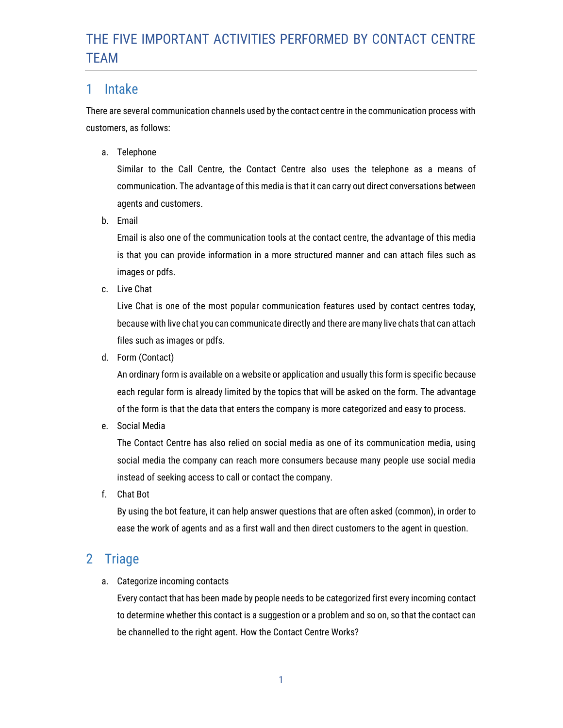# THE FIVE IMPORTANT ACTIVITIES PERFORMED BY CONTACT CENTRE TEAM

## 1 Intake

There are several communication channels used by the contact centre in the communication process with customers, as follows:

a. Telephone

   Similar to the Call Centre, the Contact Centre also uses the telephone as a means of communication. The advantage of this media is that it can carry out direct conversations between agents and customers.

b. Email

   Email is also one of the communication tools at the contact centre, the advantage of this media is that you can provide information in a more structured manner and can attach files such as images or pdfs.

c. Live Chat

   Live Chat is one of the most popular communication features used by contact centres today, because with live chat you can communicate directly and there are many live chats that can attach files such as images or pdfs.

d. Form (Contact)

   An ordinary form is available on a website or application and usually this form is specific because each regular form is already limited by the topics that will be asked on the form. The advantage of the form is that the data that enters the company is more categorized and easy to process.

e. Social Media

   The Contact Centre has also relied on social media as one of its communication media, using social media the company can reach more consumers because many people use social media instead of seeking access to call or contact the company.

f. Chat Bot

   By using the bot feature, it can help answer questions that are often asked (common), in order to ease the work of agents and as a first wall and then direct customers to the agent in question.

## 2 Triage

a. Categorize incoming contacts

   Every contact that has been made by people needs to be categorized first every incoming contact to determine whether this contact is a suggestion or a problem and so on, so that the contact can be channelled to the right agent. How the Contact Centre Works?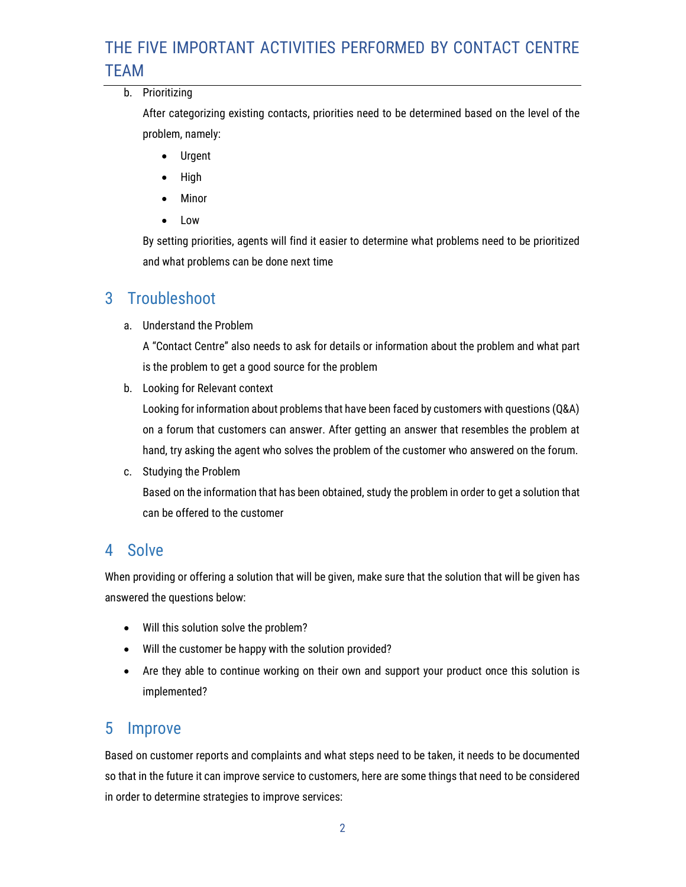b. Prioritizing

After categorizing existing contacts, priorities need to be determined based on the level of the problem, namely:

- Urgent
- High
- Minor
- Low

By setting priorities, agents will find it easier to determine what problems need to be prioritized and what problems can be done next time

## 3 Troubleshoot

a. Understand the Problem

A "Contact Centre" also needs to ask for details or information about the problem and what part is the problem to get a good source for the problem

b. Looking for Relevant context

Looking for information about problems that have been faced by customers with questions (Q&A) on a forum that customers can answer. After getting an answer that resembles the problem at hand, try asking the agent who solves the problem of the customer who answered on the forum.

c. Studying the Problem

Based on the information that has been obtained, study the problem in order to get a solution that can be offered to the customer

## 4 Solve

When providing or offering a solution that will be given, make sure that the solution that will be given has answered the questions below:

- Will this solution solve the problem?
- Will the customer be happy with the solution provided?
- Are they able to continue working on their own and support your product once this solution is implemented?

## 5 Improve

Based on customer reports and complaints and what steps need to be taken, it needs to be documented so that in the future it can improve service to customers, here are some things that need to be considered in order to determine strategies to improve services: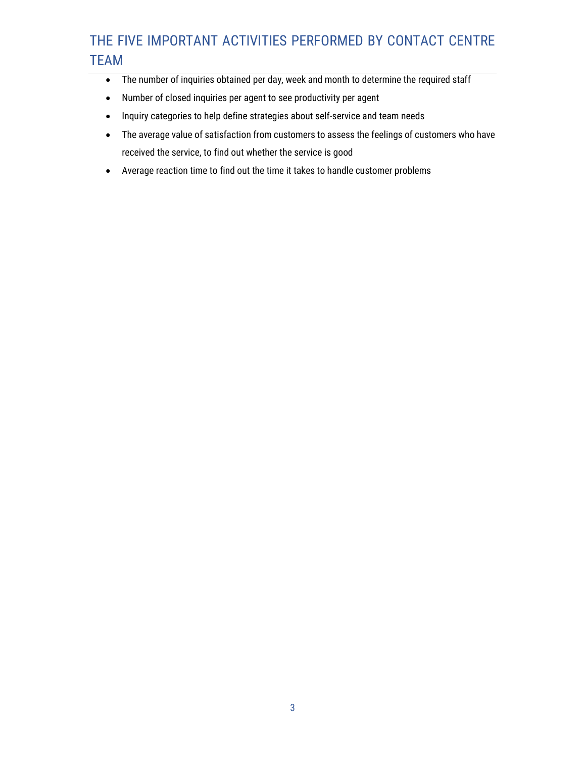## THE FIVE IMPORTANT ACTIVITIES PERFORMED BY CONTACT CENTRE TEAM

- The number of inquiries obtained per day, week and month to determine the required staff
- Number of closed inquiries per agent to see productivity per agent
- Inquiry categories to help define strategies about self-service and team needs
- The average value of satisfaction from customers to assess the feelings of customers who have received the service, to find out whether the service is good
- Average reaction time to find out the time it takes to handle customer problems